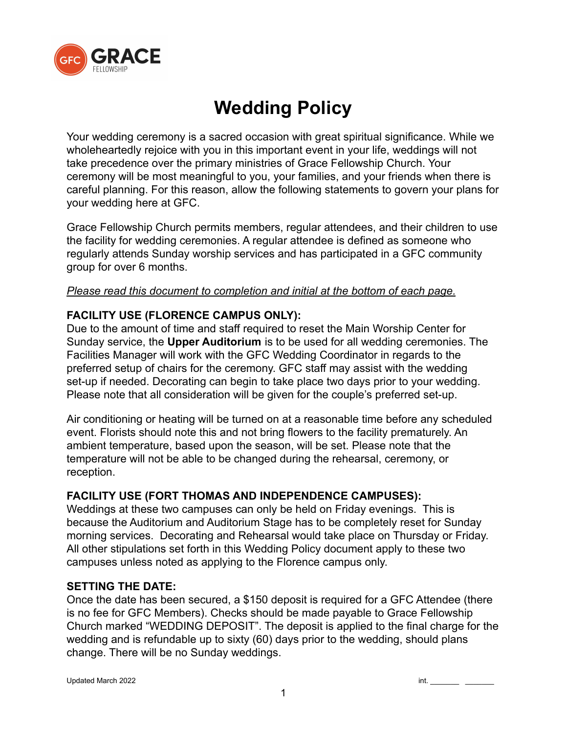GRACE FELLOWSHIP

# Wedding Policy

Your wedding ceremony is a sacred occasion with great spiritual significance. While we wholeheartedly rejoice with you in this important event in your life, weddings will not take precedence over the primary ministries of Grace Fellowship Church. Your ceremony will be most meaningful to you, your families, and your friends when there is careful planning. For this reason, allow the following statements to govern your plans for your wedding here at GFC.

Grace Fellowship Church permits members, regular attendees, and their children to use the facility for wedding ceremonies. A regular attendee is defined as someone who regularly attends Sunday worship services and has participated in a GFC community group for over 6 months.

*Please read this document to completion and initial at the bottom of each page.*

**FACILITY USE (FLORENCE CAMPUS ONLY):**

Due to the amount of time and staff required to reset the Main Worship Center for Sunday service, the **Upper Auditorium** is to be used for all wedding ceremonies. The Facilities Manager will work with the GFC Wedding Coordinator in regards to the preferred setup of chairs for the ceremony. GFC staff may assist with the wedding set-up if needed. Decorating can begin to take place two days prior to your wedding. Please note that all consideration will be given for the couple's preferred set-up.

Air conditioning or heating will be turned on at a reasonable time before any scheduled event. Florists should note this and not bring flowers to the facility prematurely. An ambient temperature, based upon the season, will be set. Please note that the temperature will not be able to be changed during the rehearsal, ceremony, or reception.

**FACILITY USE (FORT THOMAS AND INDEPENDENCE CAMPUSES):**

Weddings at these two campuses can only be held on Friday evenings. This is because the Auditorium and Auditorium Stage has to be completely reset for Sunday morning services. Decorating and Rehearsal would take place on Thursday or Friday. All other stipulations set forth in this Wedding Policy document apply to these two campuses unless noted as applying to the Florence campus only.

**SETTING THE DATE:**

Once the date has been secured, a $150 deposit is required for a GFC Attendee (there is no fee for GFC Members). Checks should be made payable to Grace Fellowship Church marked "WEDDING DEPOSIT". The deposit is applied to the final charge for the wedding and is refundable up to sixty (60) days prior to the wedding, should plans change. There will be no Sunday weddings.

Updated March 2022

int. _______ _______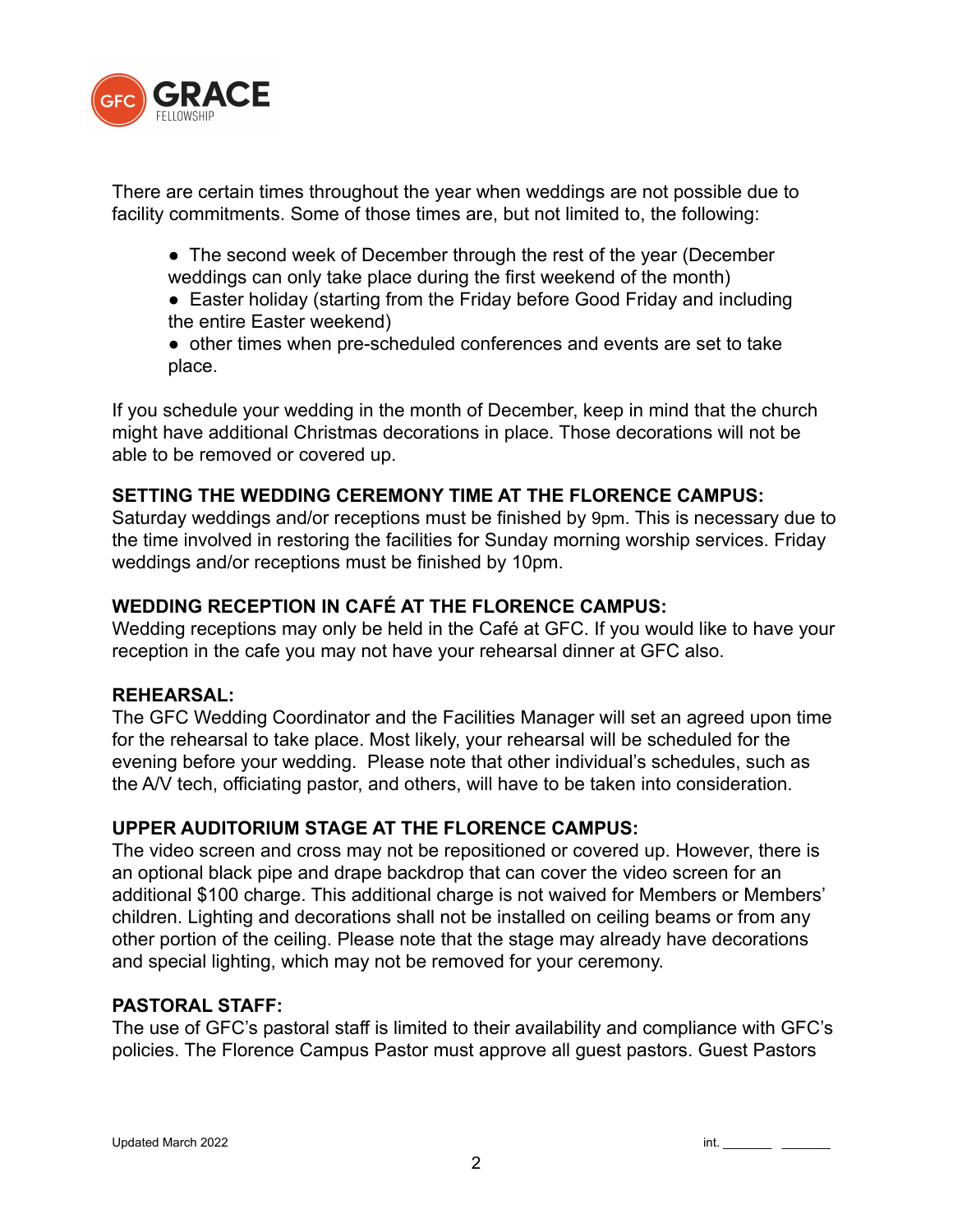There are certain times throughout the year when weddings are not possible due to facility commitments. Some of those times are, but not limited to, the following:

- The second week of December through the rest of the year (December weddings can only take place during the first weekend of the month)
- Easter holiday (starting from the Friday before Good Friday and including the entire Easter weekend)
- other times when pre-scheduled conferences and events are set to take place.

If you schedule your wedding in the month of December, keep in mind that the church might have additional Christmas decorations in place. Those decorations will not be able to be removed or covered up.

**SETTING THE WEDDING CEREMONY TIME AT THE FLORENCE CAMPUS:**
Saturday weddings and/or receptions must be finished by 9pm. This is necessary due to the time involved in restoring the facilities for Sunday morning worship services. Friday weddings and/or receptions must be finished by 10pm.

**WEDDING RECEPTION IN CAFÉ AT THE FLORENCE CAMPUS:**
Wedding receptions may only be held in the Café at GFC. If you would like to have your reception in the cafe you may not have your rehearsal dinner at GFC also.

**REHEARSAL:**
The GFC Wedding Coordinator and the Facilities Manager will set an agreed upon time for the rehearsal to take place. Most likely, your rehearsal will be scheduled for the evening before your wedding. Please note that other individual's schedules, such as the A/V tech, officiating pastor, and others, will have to be taken into consideration.

**UPPER AUDITORIUM STAGE AT THE FLORENCE CAMPUS:**
The video screen and cross may not be repositioned or covered up. However, there is an optional black pipe and drape backdrop that can cover the video screen for an additional $100 charge. This additional charge is not waived for Members or Members' children. Lighting and decorations shall not be installed on ceiling beams or from any other portion of the ceiling. Please note that the stage may already have decorations and special lighting, which may not be removed for your ceremony.

**PASTORAL STAFF:**
The use of GFC's pastoral staff is limited to their availability and compliance with GFC's policies. The Florence Campus Pastor must approve all guest pastors. Guest Pastors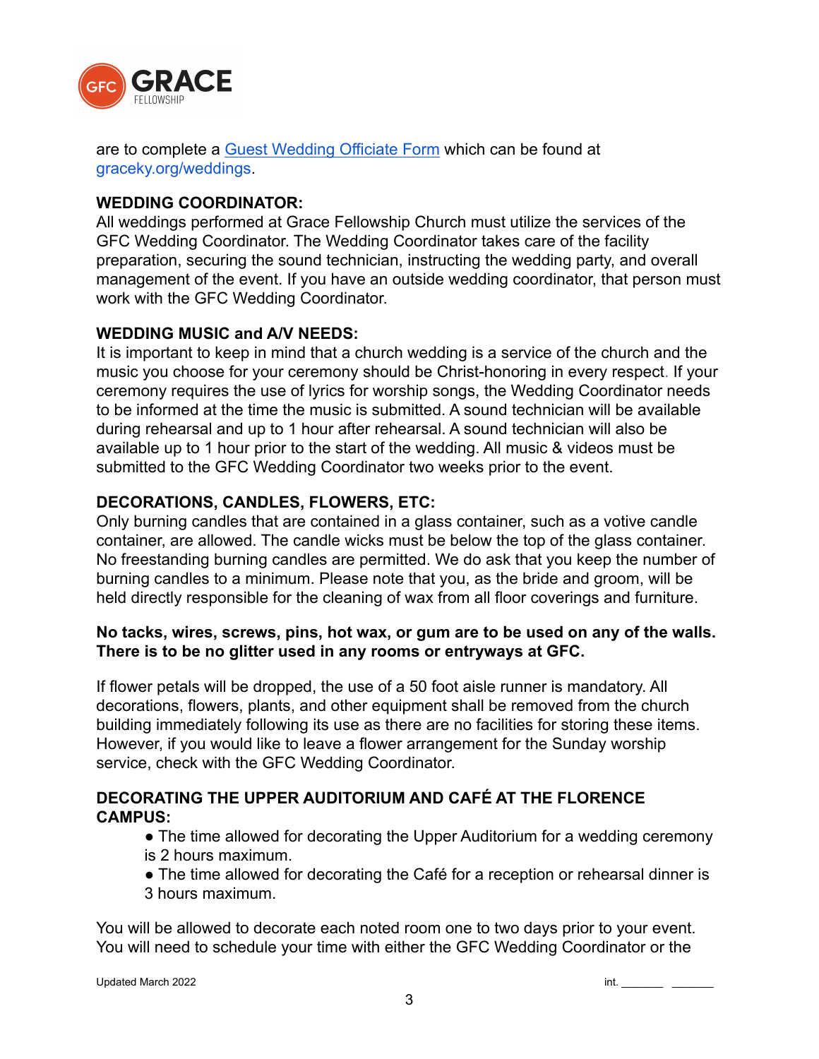are to complete a [Guest Wedding Officiate Form](graceky.org/weddings) which can be found at graceky.org/weddings.

**WEDDING COORDINATOR:**
All weddings performed at Grace Fellowship Church must utilize the services of the GFC Wedding Coordinator. The Wedding Coordinator takes care of the facility preparation, securing the sound technician, instructing the wedding party, and overall management of the event. If you have an outside wedding coordinator, that person must work with the GFC Wedding Coordinator.

**WEDDING MUSIC and A/V NEEDS:**
It is important to keep in mind that a church wedding is a service of the church and the music you choose for your ceremony should be Christ-honoring in every respect. If your ceremony requires the use of lyrics for worship songs, the Wedding Coordinator needs to be informed at the time the music is submitted. A sound technician will be available during rehearsal and up to 1 hour after rehearsal. A sound technician will also be available up to 1 hour prior to the start of the wedding. All music & videos must be submitted to the GFC Wedding Coordinator two weeks prior to the event.

**DECORATIONS, CANDLES, FLOWERS, ETC:**
Only burning candles that are contained in a glass container, such as a votive candle container, are allowed. The candle wicks must be below the top of the glass container. No freestanding burning candles are permitted. We do ask that you keep the number of burning candles to a minimum. Please note that you, as the bride and groom, will be held directly responsible for the cleaning of wax from all floor coverings and furniture.

**No tacks, wires, screws, pins, hot wax, or gum are to be used on any of the walls. There is to be no glitter used in any rooms or entryways at GFC.**

If flower petals will be dropped, the use of a 50 foot aisle runner is mandatory. All decorations, flowers, plants, and other equipment shall be removed from the church building immediately following its use as there are no facilities for storing these items. However, if you would like to leave a flower arrangement for the Sunday worship service, check with the GFC Wedding Coordinator.

**DECORATING THE UPPER AUDITORIUM AND CAFÉ AT THE FLORENCE CAMPUS:**

- The time allowed for decorating the Upper Auditorium for a wedding ceremony is 2 hours maximum.
- The time allowed for decorating the Café for a reception or rehearsal dinner is 3 hours maximum.

You will be allowed to decorate each noted room one to two days prior to your event. You will need to schedule your time with either the GFC Wedding Coordinator or the

Updated March 2022 int. _______ _______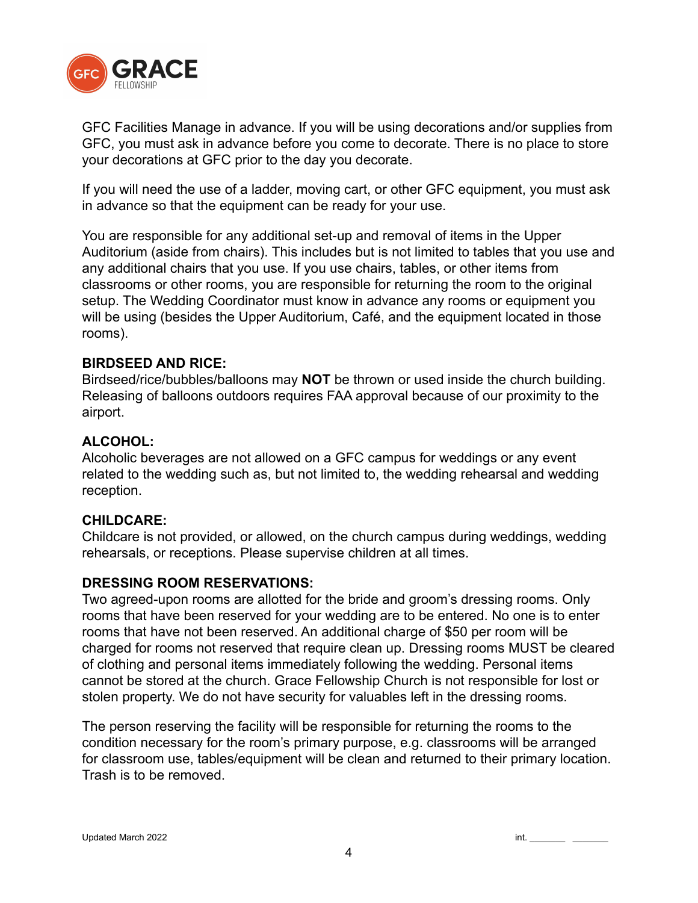GFC Facilities Manage in advance. If you will be using decorations and/or supplies from GFC, you must ask in advance before you come to decorate. There is no place to store your decorations at GFC prior to the day you decorate.

If you will need the use of a ladder, moving cart, or other GFC equipment, you must ask in advance so that the equipment can be ready for your use.

You are responsible for any additional set-up and removal of items in the Upper Auditorium (aside from chairs). This includes but is not limited to tables that you use and any additional chairs that you use. If you use chairs, tables, or other items from classrooms or other rooms, you are responsible for returning the room to the original setup. The Wedding Coordinator must know in advance any rooms or equipment you will be using (besides the Upper Auditorium, Café, and the equipment located in those rooms).

**BIRDSEED AND RICE:**
Birdseed/rice/bubbles/balloons may **NOT** be thrown or used inside the church building. Releasing of balloons outdoors requires FAA approval because of our proximity to the airport.

**ALCOHOL:**
Alcoholic beverages are not allowed on a GFC campus for weddings or any event related to the wedding such as, but not limited to, the wedding rehearsal and wedding reception.

**CHILDCARE:**
Childcare is not provided, or allowed, on the church campus during weddings, wedding rehearsals, or receptions. Please supervise children at all times.

**DRESSING ROOM RESERVATIONS:**
Two agreed-upon rooms are allotted for the bride and groom's dressing rooms. Only rooms that have been reserved for your wedding are to be entered. No one is to enter rooms that have not been reserved. An additional charge of $50 per room will be charged for rooms not reserved that require clean up. Dressing rooms MUST be cleared of clothing and personal items immediately following the wedding. Personal items cannot be stored at the church. Grace Fellowship Church is not responsible for lost or stolen property. We do not have security for valuables left in the dressing rooms.

The person reserving the facility will be responsible for returning the rooms to the condition necessary for the room's primary purpose, e.g. classrooms will be arranged for classroom use, tables/equipment will be clean and returned to their primary location. Trash is to be removed.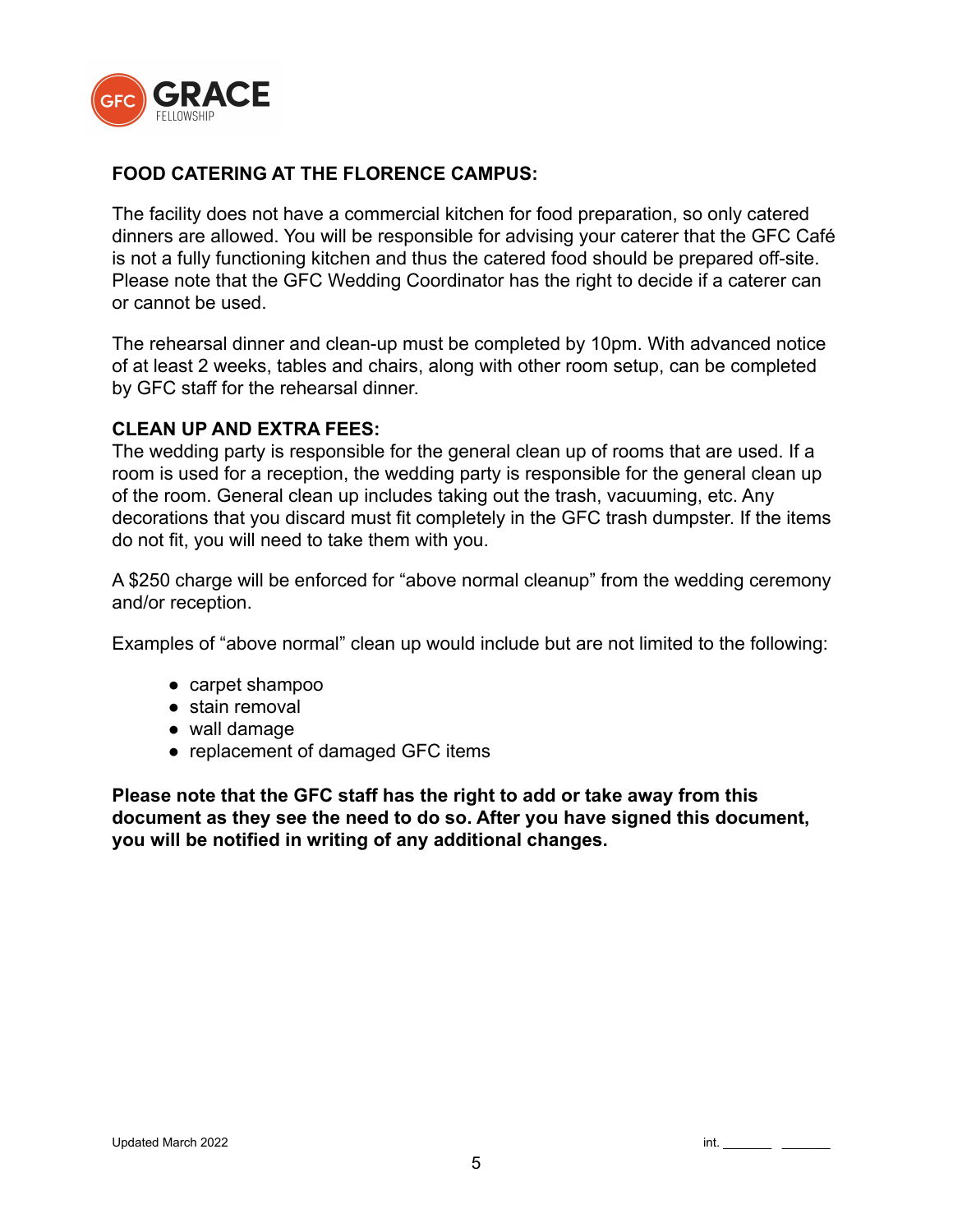## FOOD CATERING AT THE FLORENCE CAMPUS:

The facility does not have a commercial kitchen for food preparation, so only catered dinners are allowed. You will be responsible for advising your caterer that the GFC Café is not a fully functioning kitchen and thus the catered food should be prepared off-site. Please note that the GFC Wedding Coordinator has the right to decide if a caterer can or cannot be used.

The rehearsal dinner and clean-up must be completed by 10pm. With advanced notice of at least 2 weeks, tables and chairs, along with other room setup, can be completed by GFC staff for the rehearsal dinner.

## CLEAN UP AND EXTRA FEES:

The wedding party is responsible for the general clean up of rooms that are used. If a room is used for a reception, the wedding party is responsible for the general clean up of the room. General clean up includes taking out the trash, vacuuming, etc. Any decorations that you discard must fit completely in the GFC trash dumpster. If the items do not fit, you will need to take them with you.

A $250 charge will be enforced for "above normal cleanup" from the wedding ceremony and/or reception.

Examples of "above normal" clean up would include but are not limited to the following:

- carpet shampoo
- stain removal
- wall damage
- replacement of damaged GFC items

**Please note that the GFC staff has the right to add or take away from this document as they see the need to do so. After you have signed this document, you will be notified in writing of any additional changes.**

Updated March 2022

int. _______ _______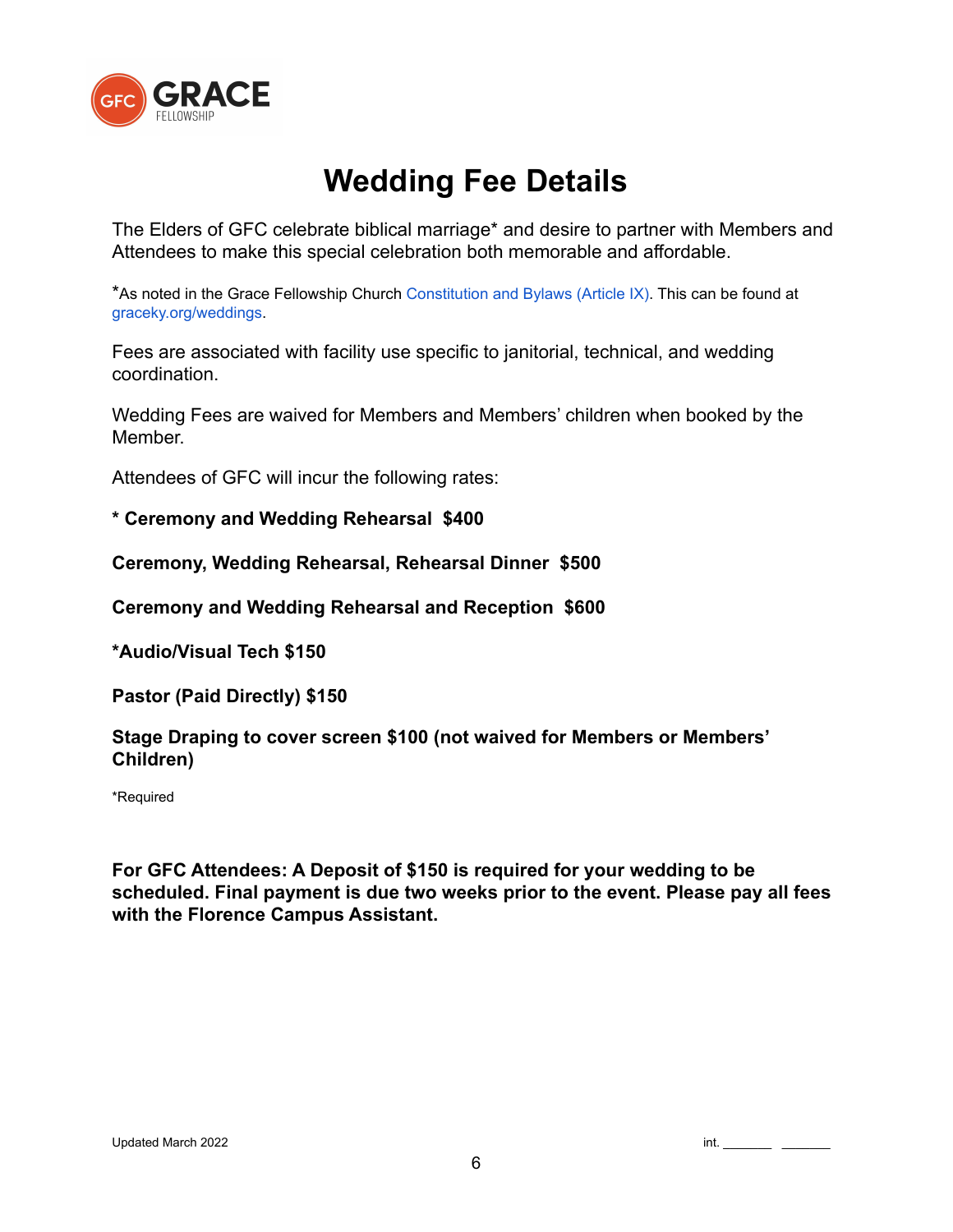GFC GRACE FELLOWSHIP

# Wedding Fee Details

The Elders of GFC celebrate biblical marriage* and desire to partner with Members and Attendees to make this special celebration both memorable and affordable.

*As noted in the Grace Fellowship Church Constitution and Bylaws (Article IX). This can be found at graceky.org/weddings.

Fees are associated with facility use specific to janitorial, technical, and wedding coordination.

Wedding Fees are waived for Members and Members' children when booked by the Member.

Attendees of GFC will incur the following rates:

**\* Ceremony and Wedding Rehearsal  $400**

**Ceremony, Wedding Rehearsal, Rehearsal Dinner  $500**

**Ceremony and Wedding Rehearsal and Reception  $600**

**\*Audio/Visual Tech $150**

**Pastor (Paid Directly) $150**

**Stage Draping to cover screen $100 (not waived for Members or Members' Children)**

*Required

**For GFC Attendees: A Deposit of $150 is required for your wedding to be scheduled. Final payment is due two weeks prior to the event. Please pay all fees with the Florence Campus Assistant.**

Updated March 2022

int. _______ _______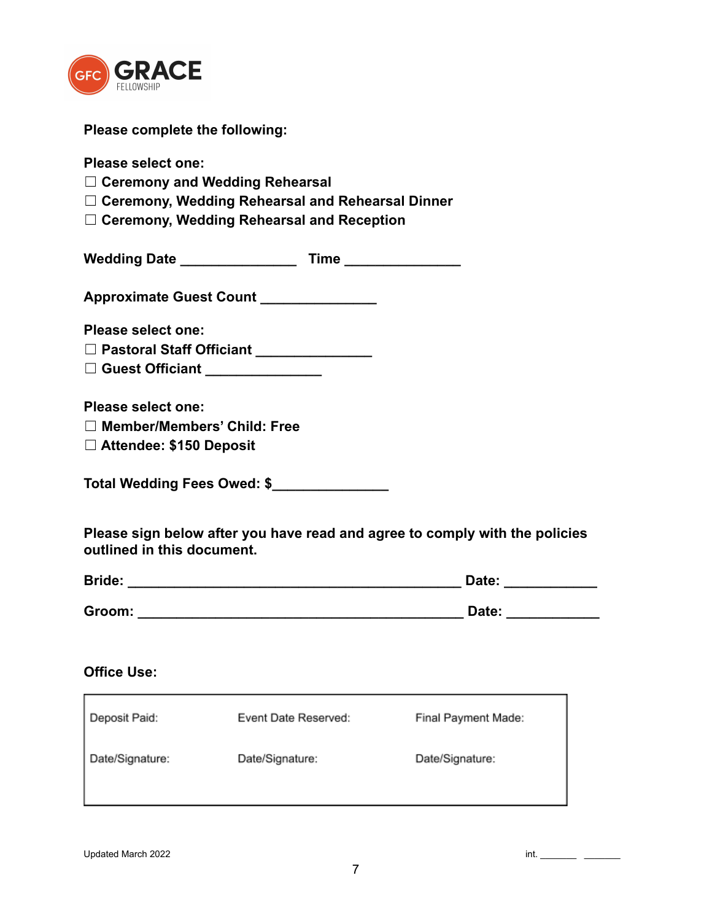**GRACE** FELLOWSHIP

**Please complete the following:**

**Please select one:**

☐ **Ceremony and Wedding Rehearsal**
☐ **Ceremony, Wedding Rehearsal and Rehearsal Dinner**
☐ **Ceremony, Wedding Rehearsal and Reception**

**Wedding Date** _______________ **Time** _______________

**Approximate Guest Count** _______________

**Please select one:**

☐ **Pastoral Staff Officiant** _______________
☐ **Guest Officiant** _______________

**Please select one:**

☐ **Member/Members' Child: Free**
☐ **Attendee: $150 Deposit**

**Total Wedding Fees Owed: $**_______________

**Please sign below after you have read and agree to comply with the policies outlined in this document.**

**Bride:** ____________________________________________ **Date:** ____________

**Groom:** ___________________________________________ **Date:** ____________

**Office Use:**

| | | |
|---|---|---|
| Deposit Paid: | Event Date Reserved: | Final Payment Made: |
| Date/Signature: | Date/Signature: | Date/Signature: |

Updated March 2022

int. _______ _______